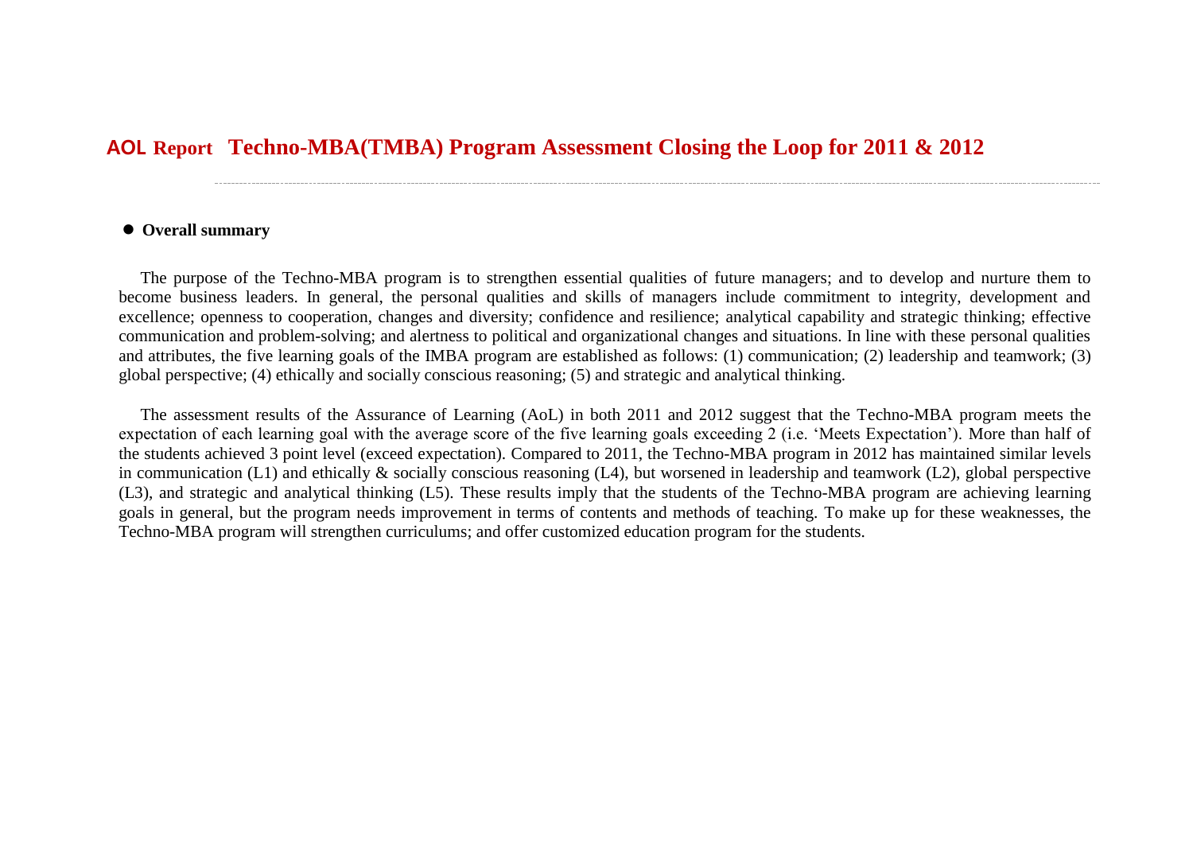# AOL Report Techno-MBA(TMBA) Program Assessment Closing the Loop for 2011 & 2012

- **Overall summary**

The purpose of the Techno-MBA program is to strengthen essential qualities of future managers; and to develop and nurture them to become business leaders. In general, the personal qualities and skills of managers include commitment to integrity, development and excellence; openness to cooperation, changes and diversity; confidence and resilience; analytical capability and strategic thinking; effective communication and problem-solving; and alertness to political and organizational changes and situations. In line with these personal qualities and attributes, the five learning goals of the IMBA program are established as follows: (1) communication; (2) leadership and teamwork; (3) global perspective; (4) ethically and socially conscious reasoning; (5) and strategic and analytical thinking.

The assessment results of the Assurance of Learning (AoL) in both 2011 and 2012 suggest that the Techno-MBA program meets the expectation of each learning goal with the average score of the five learning goals exceeding 2 (i.e. 'Meets Expectation'). More than half of the students achieved 3 point level (exceed expectation). Compared to 2011, the Techno-MBA program in 2012 has maintained similar levels in communication (L1) and ethically & socially conscious reasoning (L4), but worsened in leadership and teamwork (L2), global perspective (L3), and strategic and analytical thinking (L5). These results imply that the students of the Techno-MBA program are achieving learning goals in general, but the program needs improvement in terms of contents and methods of teaching. To make up for these weaknesses, the Techno-MBA program will strengthen curriculums; and offer customized education program for the students.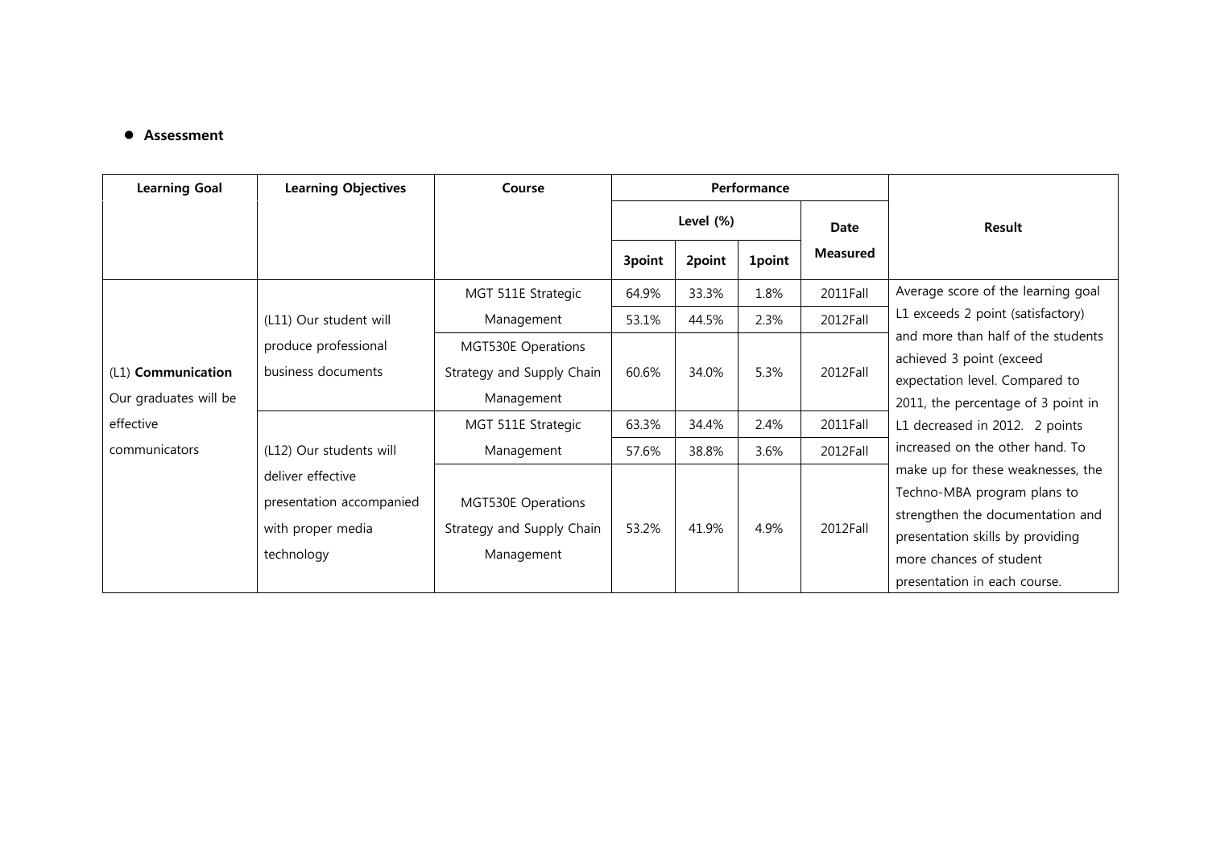- **Assessment**

| Learning Goal | Learning Objectives | Course | Performance | | | | Result |
|---|---|---|---|---|---|---|---|
| | | | Level (%) | | | Date Measured | |
| | | | 3point | 2point | 1point | | |
| (L1) **Communication** Our graduates will be effective communicators | (L11) Our student will produce professional business documents | MGT 511E Strategic Management | 64.9% | 33.3% | 1.8% | 2011Fall | Average score of the learning goal L1 exceeds 2 point (satisfactory) and more than half of the students achieved 3 point (exceed expectation level. Compared to 2011, the percentage of 3 point in L1 decreased in 2012. 2 points increased on the other hand. To make up for these weaknesses, the Techno-MBA program plans to strengthen the documentation and presentation skills by providing more chances of student presentation in each course. |
| | | | 53.1% | 44.5% | 2.3% | 2012Fall | |
| | | MGT530E Operations Strategy and Supply Chain Management | 60.6% | 34.0% | 5.3% | 2012Fall | |
| | (L12) Our students will deliver effective presentation accompanied with proper media technology | MGT 511E Strategic Management | 63.3% | 34.4% | 2.4% | 2011Fall | |
| | | | 57.6% | 38.8% | 3.6% | 2012Fall | |
| | | MGT530E Operations Strategy and Supply Chain Management | 53.2% | 41.9% | 4.9% | 2012Fall | |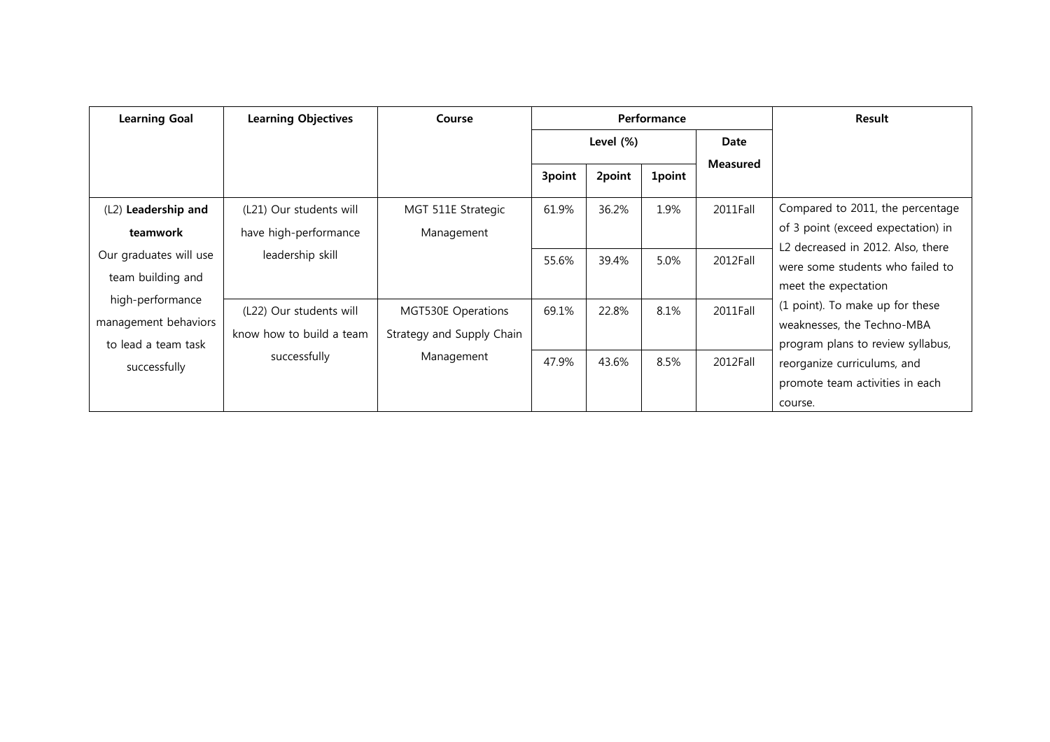| Learning Goal | Learning Objectives | Course | Performance | | | | Result |
|---|---|---|---|---|---|---|---|
| | | | Level (%) | | | Date Measured | |
| | | | 3point | 2point | 1point | | |
| (L2) **Leadership and teamwork** Our graduates will use team building and high-performance management behaviors to lead a team task successfully | (L21) Our students will have high-performance leadership skill | MGT 511E Strategic Management | 61.9% | 36.2% | 1.9% | 2011Fall | Compared to 2011, the percentage of 3 point (exceed expectation) in L2 decreased in 2012. Also, there were some students who failed to meet the expectation (1 point). To make up for these weaknesses, the Techno-MBA program plans to review syllabus, reorganize curriculums, and promote team activities in each course. |
| | | | 55.6% | 39.4% | 5.0% | 2012Fall | |
| | (L22) Our students will know how to build a team successfully | MGT530E Operations Strategy and Supply Chain Management | 69.1% | 22.8% | 8.1% | 2011Fall | |
| | | | 47.9% | 43.6% | 8.5% | 2012Fall | |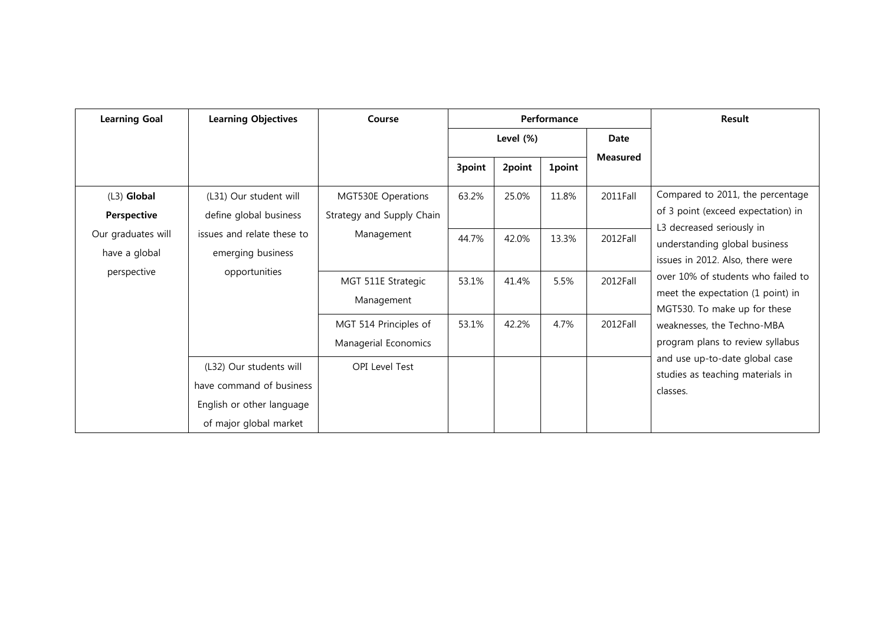| Learning Goal | Learning Objectives | Course | Performance | | | | Result |
|---|---|---|---|---|---|---|---|
| | | | Level (%) | | | Date Measured | |
| | | | 3point | 2point | 1point | | |
| (L3) **Global Perspective** Our graduates will have a global perspective | (L31) Our student will define global business issues and relate these to emerging business opportunities | MGT530E Operations Strategy and Supply Chain Management | 63.2% | 25.0% | 11.8% | 2011Fall | Compared to 2011, the percentage of 3 point (exceed expectation) in L3 decreased seriously in understanding global business issues in 2012. Also, there were over 10% of students who failed to meet the expectation (1 point) in MGT530. To make up for these weaknesses, the Techno-MBA program plans to review syllabus and use up-to-date global case studies as teaching materials in classes. |
| | | | 44.7% | 42.0% | 13.3% | 2012Fall | |
| | | MGT 511E Strategic Management | 53.1% | 41.4% | 5.5% | 2012Fall | |
| | | MGT 514 Principles of Managerial Economics | 53.1% | 42.2% | 4.7% | 2012Fall | |
| | (L32) Our students will have command of business English or other language of major global market | OPI Level Test | | | | | |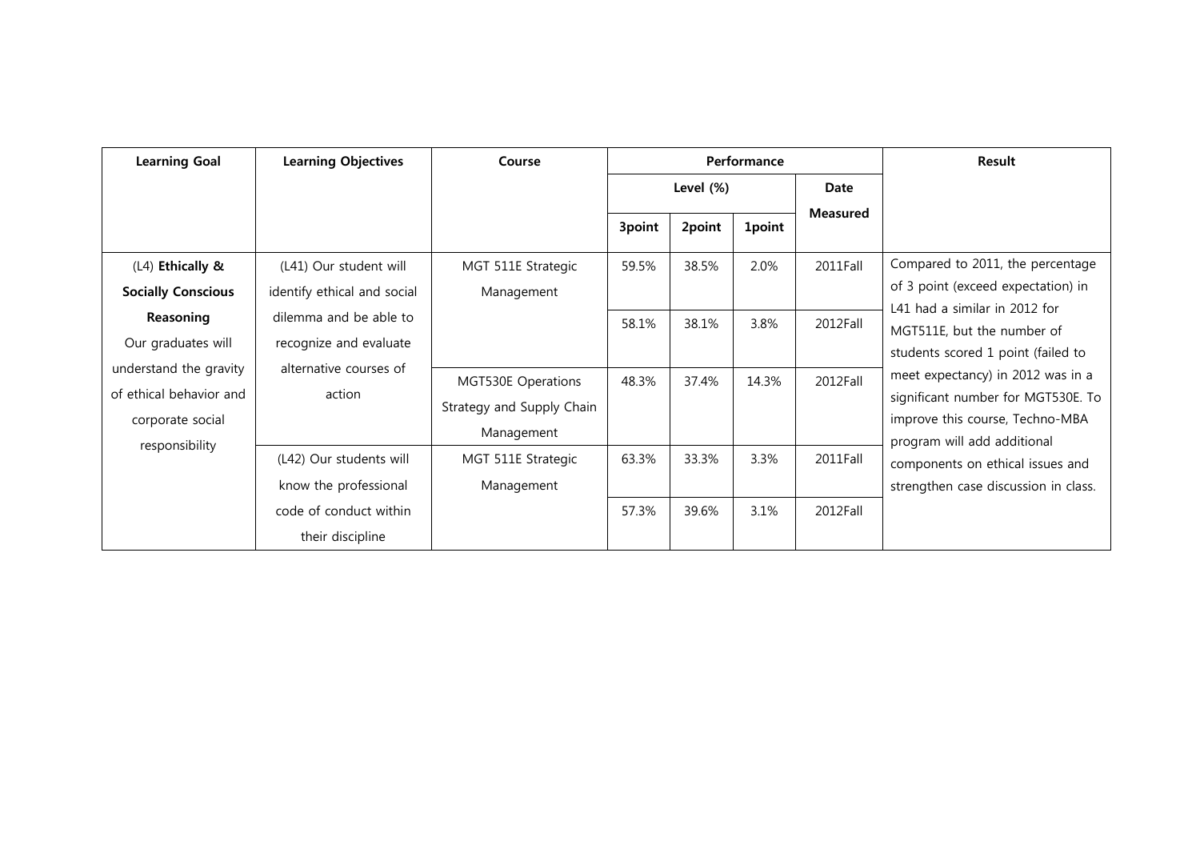| Learning Goal | Learning Objectives | Course | Performance | | | | Result |
|---|---|---|---|---|---|---|---|
| | | | Level (%) | | | Date Measured | |
| | | | 3point | 2point | 1point | | |
| (L4) **Ethically & Socially Conscious Reasoning** Our graduates will understand the gravity of ethical behavior and corporate social responsibility | (L41) Our student will identify ethical and social dilemma and be able to recognize and evaluate alternative courses of action | MGT 511E Strategic Management | 59.5% | 38.5% | 2.0% | 2011Fall | Compared to 2011, the percentage of 3 point (exceed expectation) in L41 had a similar in 2012 for MGT511E, but the number of students scored 1 point (failed to meet expectancy) in 2012 was in a significant number for MGT530E. To improve this course, Techno-MBA program will add additional components on ethical issues and strengthen case discussion in class. |
| | | | 58.1% | 38.1% | 3.8% | 2012Fall | |
| | | MGT530E Operations Strategy and Supply Chain Management | 48.3% | 37.4% | 14.3% | 2012Fall | |
| | (L42) Our students will know the professional code of conduct within their discipline | MGT 511E Strategic Management | 63.3% | 33.3% | 3.3% | 2011Fall | |
| | | | 57.3% | 39.6% | 3.1% | 2012Fall | |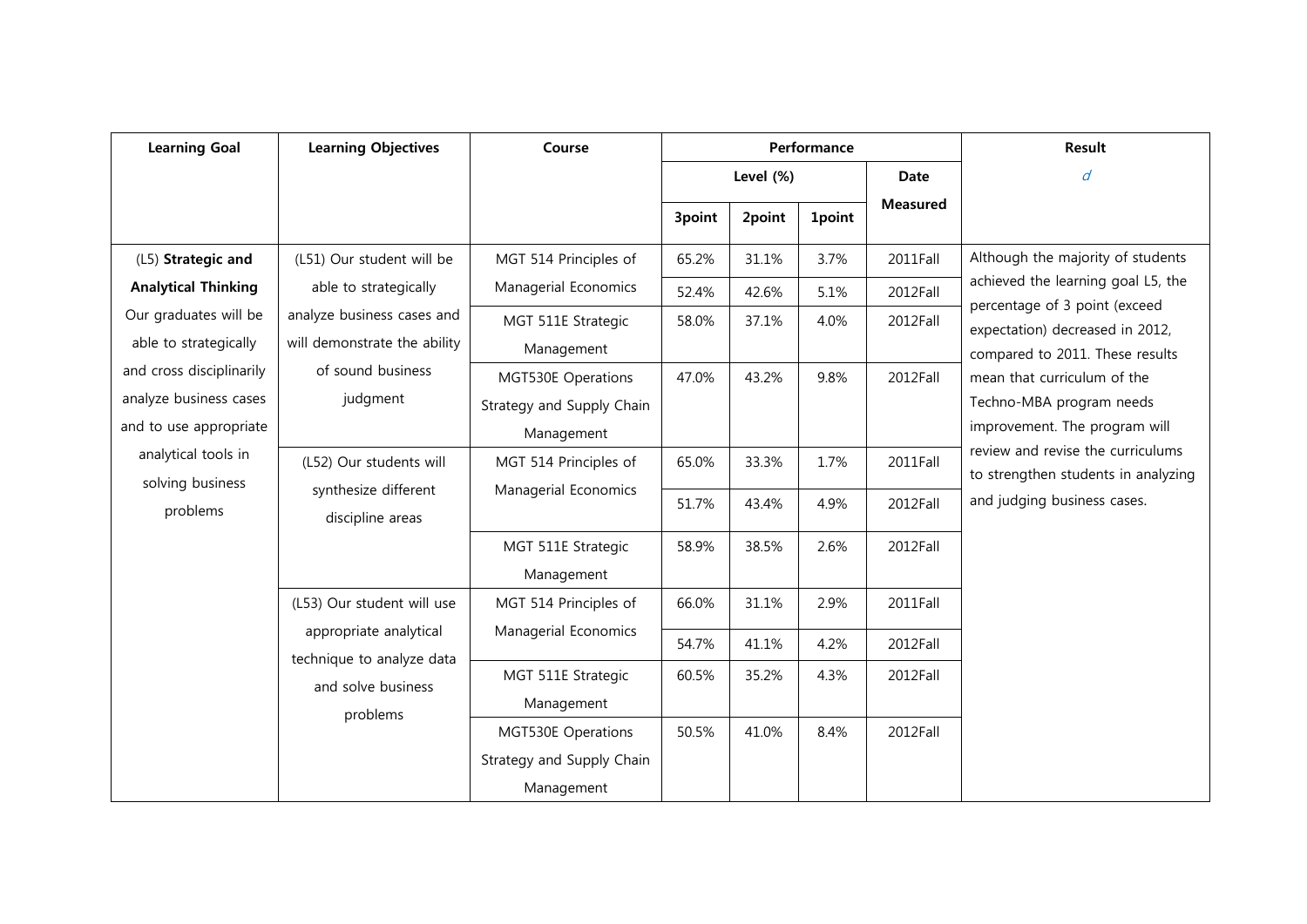| Learning Goal | Learning Objectives | Course | Performance | | | | Result |
|---|---|---|---|---|---|---|---|
| | | | Level (%) | | | Date Measured | *d* |
| | | | 3point | 2point | 1point | | |
| (L5) **Strategic and Analytical Thinking** Our graduates will be able to strategically and cross disciplinarily analyze business cases and to use appropriate analytical tools in solving business problems | (L51) Our student will be able to strategically analyze business cases and will demonstrate the ability of sound business judgment | MGT 514 Principles of Managerial Economics | 65.2% | 31.1% | 3.7% | 2011Fall | Although the majority of students achieved the learning goal L5, the percentage of 3 point (exceed expectation) decreased in 2012, compared to 2011. These results mean that curriculum of the Techno-MBA program needs improvement. The program will review and revise the curriculums to strengthen students in analyzing and judging business cases. |
| | | | 52.4% | 42.6% | 5.1% | 2012Fall | |
| | | MGT 511E Strategic Management | 58.0% | 37.1% | 4.0% | 2012Fall | |
| | | MGT530E Operations Strategy and Supply Chain Management | 47.0% | 43.2% | 9.8% | 2012Fall | |
| | (L52) Our students will synthesize different discipline areas | MGT 514 Principles of Managerial Economics | 65.0% | 33.3% | 1.7% | 2011Fall | |
| | | | 51.7% | 43.4% | 4.9% | 2012Fall | |
| | | MGT 511E Strategic Management | 58.9% | 38.5% | 2.6% | 2012Fall | |
| | (L53) Our student will use appropriate analytical technique to analyze data and solve business problems | MGT 514 Principles of Managerial Economics | 66.0% | 31.1% | 2.9% | 2011Fall | |
| | | | 54.7% | 41.1% | 4.2% | 2012Fall | |
| | | MGT 511E Strategic Management | 60.5% | 35.2% | 4.3% | 2012Fall | |
| | | MGT530E Operations Strategy and Supply Chain Management | 50.5% | 41.0% | 8.4% | 2012Fall | |